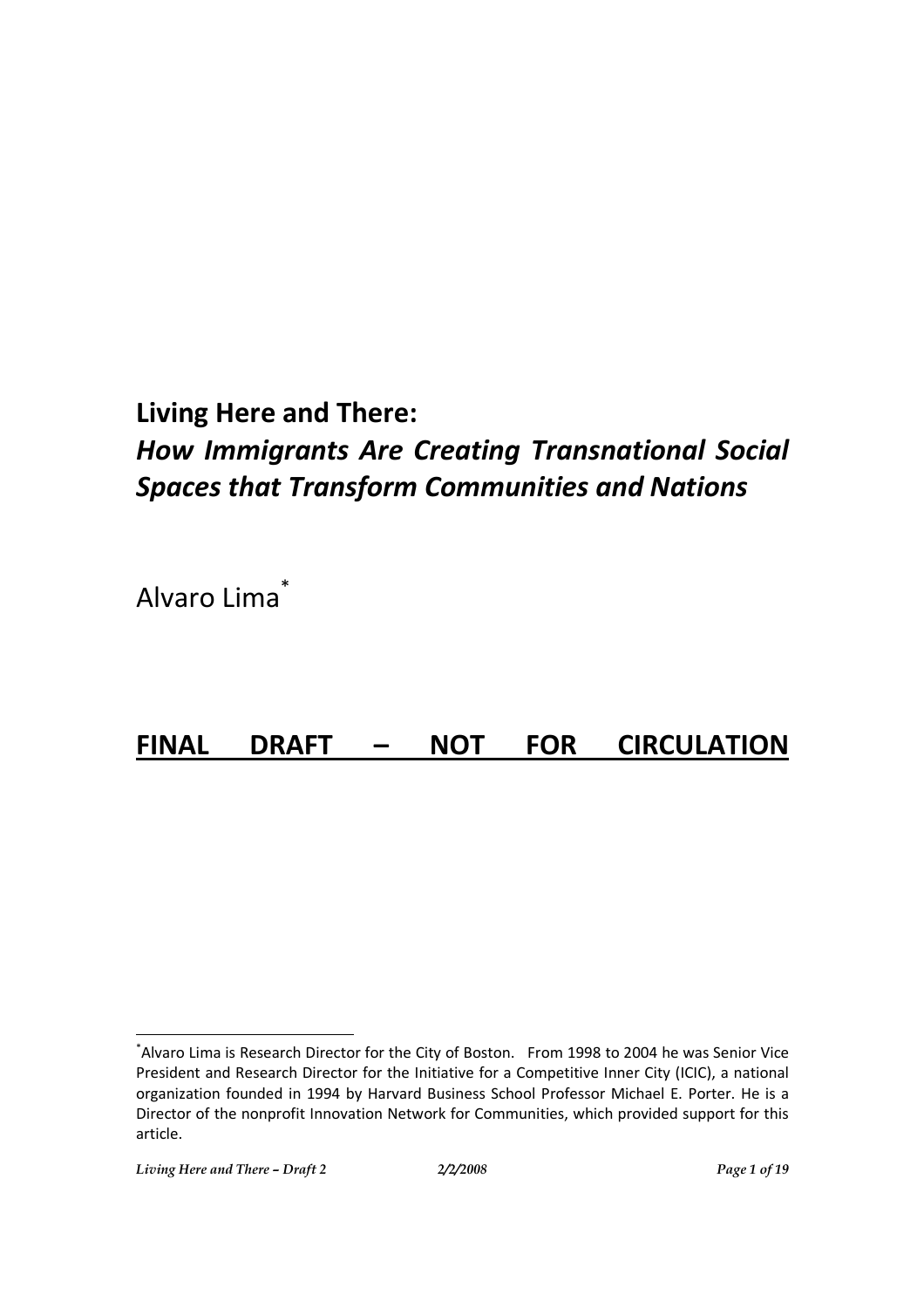# Living Here and There:
## *How Immigrants Are Creating Transnational Social Spaces that Transform Communities and Nations*

Alvaro Lima[*]

**FINAL DRAFT – NOT FOR CIRCULATION**

[*] Alvaro Lima is Research Director for the City of Boston. From 1998 to 2004 he was Senior Vice President and Research Director for the Initiative for a Competitive Inner City (ICIC), a national organization founded in 1994 by Harvard Business School Professor Michael E. Porter. He is a Director of the nonprofit Innovation Network for Communities, which provided support for this article.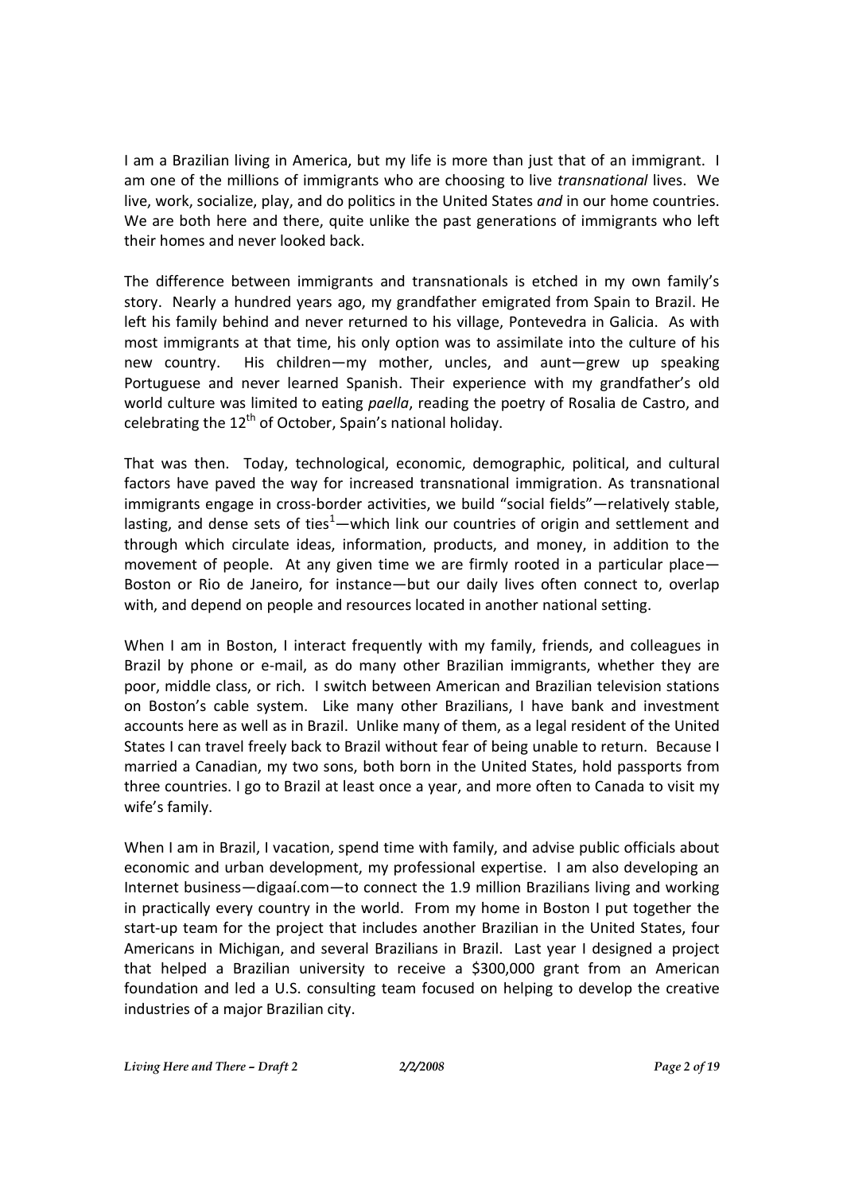I am a Brazilian living in America, but my life is more than just that of an immigrant. I am one of the millions of immigrants who are choosing to live *transnational* lives. We live, work, socialize, play, and do politics in the United States *and* in our home countries. We are both here and there, quite unlike the past generations of immigrants who left their homes and never looked back.

The difference between immigrants and transnationals is etched in my own family's story. Nearly a hundred years ago, my grandfather emigrated from Spain to Brazil. He left his family behind and never returned to his village, Pontevedra in Galicia. As with most immigrants at that time, his only option was to assimilate into the culture of his new country. His children—my mother, uncles, and aunt—grew up speaking Portuguese and never learned Spanish. Their experience with my grandfather's old world culture was limited to eating *paella*, reading the poetry of Rosalia de Castro, and celebrating the 12th of October, Spain's national holiday.

That was then. Today, technological, economic, demographic, political, and cultural factors have paved the way for increased transnational immigration. As transnational immigrants engage in cross-border activities, we build "social fields"—relatively stable, lasting, and dense sets of ties[1]—which link our countries of origin and settlement and through which circulate ideas, information, products, and money, in addition to the movement of people. At any given time we are firmly rooted in a particular place—Boston or Rio de Janeiro, for instance—but our daily lives often connect to, overlap with, and depend on people and resources located in another national setting.

When I am in Boston, I interact frequently with my family, friends, and colleagues in Brazil by phone or e-mail, as do many other Brazilian immigrants, whether they are poor, middle class, or rich. I switch between American and Brazilian television stations on Boston's cable system. Like many other Brazilians, I have bank and investment accounts here as well as in Brazil. Unlike many of them, as a legal resident of the United States I can travel freely back to Brazil without fear of being unable to return. Because I married a Canadian, my two sons, both born in the United States, hold passports from three countries. I go to Brazil at least once a year, and more often to Canada to visit my wife's family.

When I am in Brazil, I vacation, spend time with family, and advise public officials about economic and urban development, my professional expertise. I am also developing an Internet business—digaaí.com—to connect the 1.9 million Brazilians living and working in practically every country in the world. From my home in Boston I put together the start-up team for the project that includes another Brazilian in the United States, four Americans in Michigan, and several Brazilians in Brazil. Last year I designed a project that helped a Brazilian university to receive a $300,000 grant from an American foundation and led a U.S. consulting team focused on helping to develop the creative industries of a major Brazilian city.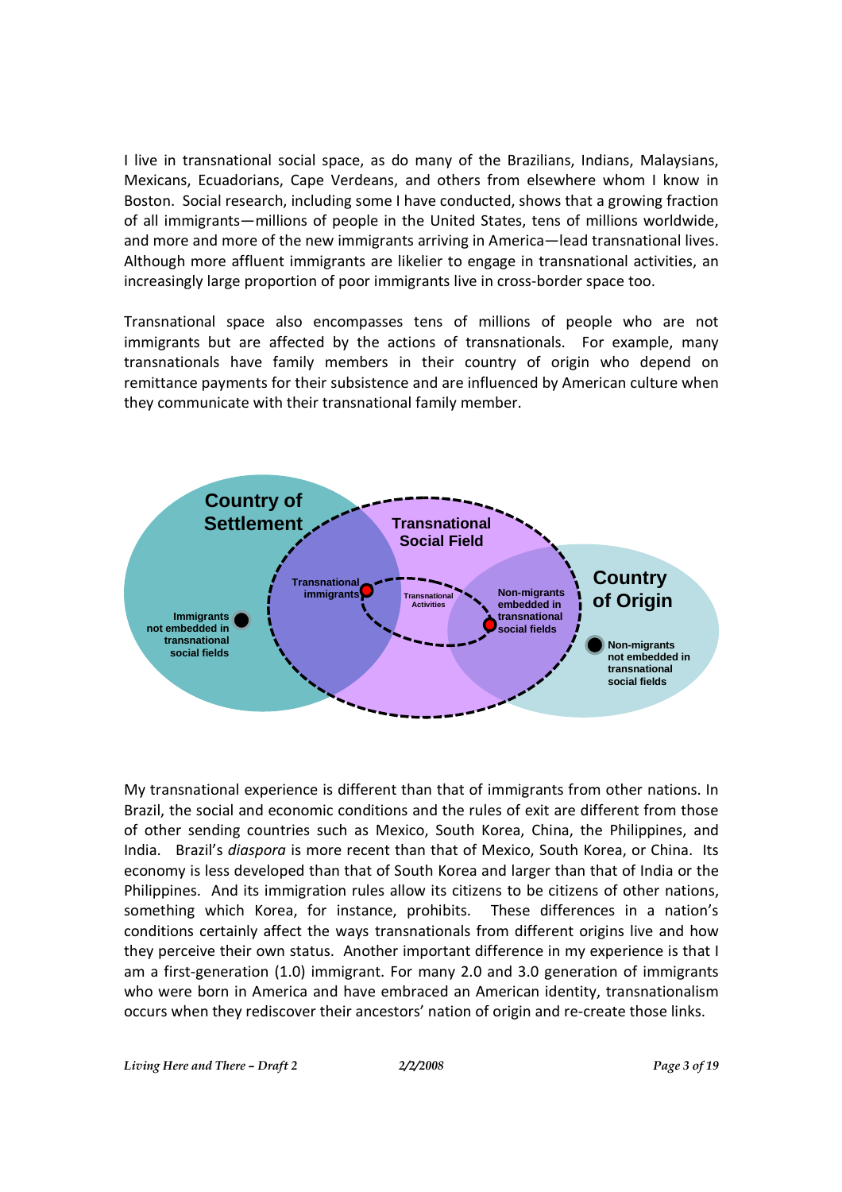I live in transnational social space, as do many of the Brazilians, Indians, Malaysians, Mexicans, Ecuadorians, Cape Verdeans, and others from elsewhere whom I know in Boston. Social research, including some I have conducted, shows that a growing fraction of all immigrants—millions of people in the United States, tens of millions worldwide, and more and more of the new immigrants arriving in America—lead transnational lives. Although more affluent immigrants are likelier to engage in transnational activities, an increasingly large proportion of poor immigrants live in cross-border space too.

Transnational space also encompasses tens of millions of people who are not immigrants but are affected by the actions of transnationals. For example, many transnationals have family members in their country of origin who depend on remittance payments for their subsistence and are influenced by American culture when they communicate with their transnational family member.

My transnational experience is different than that of immigrants from other nations. In Brazil, the social and economic conditions and the rules of exit are different from those of other sending countries such as Mexico, South Korea, China, the Philippines, and India. Brazil's *diaspora* is more recent than that of Mexico, South Korea, or China. Its economy is less developed than that of South Korea and larger than that of India or the Philippines. And its immigration rules allow its citizens to be citizens of other nations, something which Korea, for instance, prohibits. These differences in a nation's conditions certainly affect the ways transnationals from different origins live and how they perceive their own status. Another important difference in my experience is that I am a first-generation (1.0) immigrant. For many 2.0 and 3.0 generation of immigrants who were born in America and have embraced an American identity, transnationalism occurs when they rediscover their ancestors' nation of origin and re-create those links.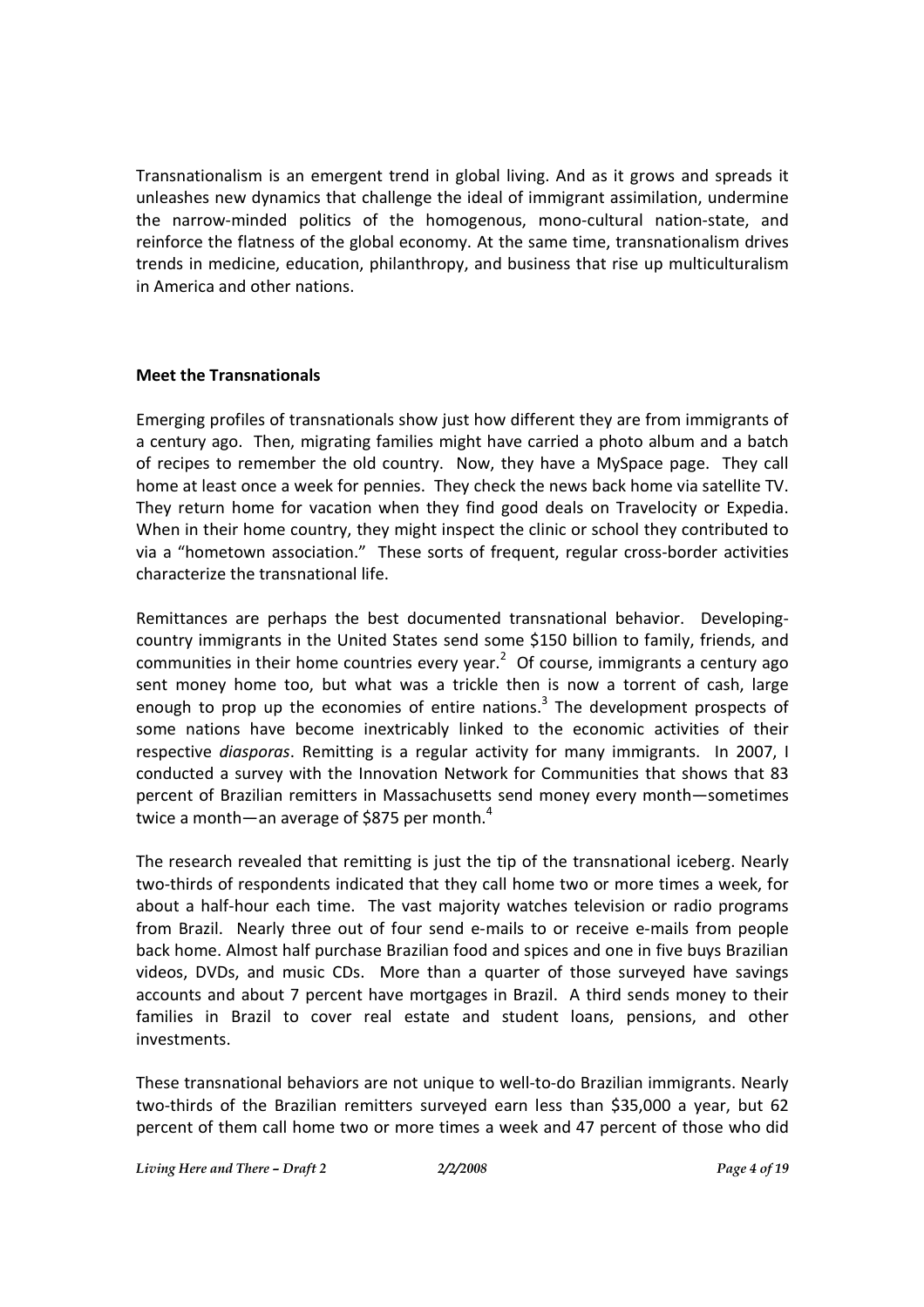Transnationalism is an emergent trend in global living. And as it grows and spreads it unleashes new dynamics that challenge the ideal of immigrant assimilation, undermine the narrow-minded politics of the homogenous, mono-cultural nation-state, and reinforce the flatness of the global economy. At the same time, transnationalism drives trends in medicine, education, philanthropy, and business that rise up multiculturalism in America and other nations.

## Meet the Transnationals

Emerging profiles of transnationals show just how different they are from immigrants of a century ago. Then, migrating families might have carried a photo album and a batch of recipes to remember the old country. Now, they have a MySpace page. They call home at least once a week for pennies. They check the news back home via satellite TV. They return home for vacation when they find good deals on Travelocity or Expedia. When in their home country, they might inspect the clinic or school they contributed to via a "hometown association." These sorts of frequent, regular cross-border activities characterize the transnational life.

Remittances are perhaps the best documented transnational behavior. Developing-country immigrants in the United States send some $150 billion to family, friends, and communities in their home countries every year.[2] Of course, immigrants a century ago sent money home too, but what was a trickle then is now a torrent of cash, large enough to prop up the economies of entire nations.[3] The development prospects of some nations have become inextricably linked to the economic activities of their respective *diasporas*. Remitting is a regular activity for many immigrants. In 2007, I conducted a survey with the Innovation Network for Communities that shows that 83 percent of Brazilian remitters in Massachusetts send money every month—sometimes twice a month—an average of $875 per month.[4]

The research revealed that remitting is just the tip of the transnational iceberg. Nearly two-thirds of respondents indicated that they call home two or more times a week, for about a half-hour each time. The vast majority watches television or radio programs from Brazil. Nearly three out of four send e-mails to or receive e-mails from people back home. Almost half purchase Brazilian food and spices and one in five buys Brazilian videos, DVDs, and music CDs. More than a quarter of those surveyed have savings accounts and about 7 percent have mortgages in Brazil. A third sends money to their families in Brazil to cover real estate and student loans, pensions, and other investments.

These transnational behaviors are not unique to well-to-do Brazilian immigrants. Nearly two-thirds of the Brazilian remitters surveyed earn less than $35,000 a year, but 62 percent of them call home two or more times a week and 47 percent of those who did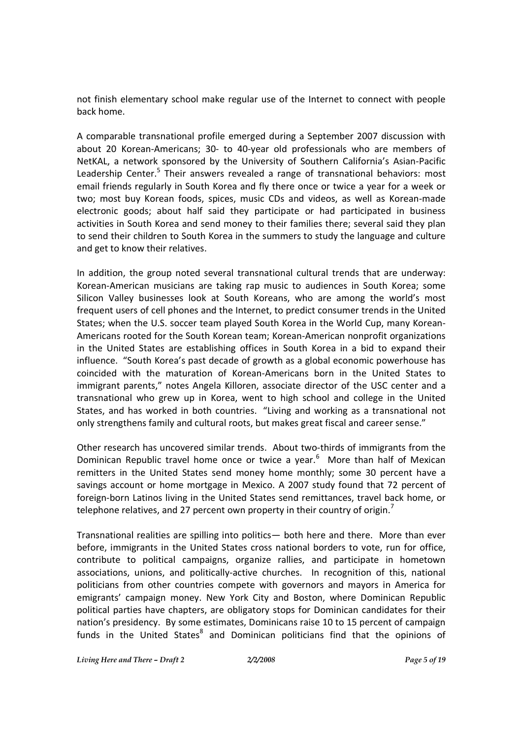not finish elementary school make regular use of the Internet to connect with people back home.

A comparable transnational profile emerged during a September 2007 discussion with about 20 Korean-Americans; 30- to 40-year old professionals who are members of NetKAL, a network sponsored by the University of Southern California's Asian-Pacific Leadership Center.[5] Their answers revealed a range of transnational behaviors: most email friends regularly in South Korea and fly there once or twice a year for a week or two; most buy Korean foods, spices, music CDs and videos, as well as Korean-made electronic goods; about half said they participate or had participated in business activities in South Korea and send money to their families there; several said they plan to send their children to South Korea in the summers to study the language and culture and get to know their relatives.

In addition, the group noted several transnational cultural trends that are underway: Korean-American musicians are taking rap music to audiences in South Korea; some Silicon Valley businesses look at South Koreans, who are among the world's most frequent users of cell phones and the Internet, to predict consumer trends in the United States; when the U.S. soccer team played South Korea in the World Cup, many Korean-Americans rooted for the South Korean team; Korean-American nonprofit organizations in the United States are establishing offices in South Korea in a bid to expand their influence. "South Korea's past decade of growth as a global economic powerhouse has coincided with the maturation of Korean-Americans born in the United States to immigrant parents," notes Angela Killoren, associate director of the USC center and a transnational who grew up in Korea, went to high school and college in the United States, and has worked in both countries. "Living and working as a transnational not only strengthens family and cultural roots, but makes great fiscal and career sense."

Other research has uncovered similar trends. About two-thirds of immigrants from the Dominican Republic travel home once or twice a year.[6] More than half of Mexican remitters in the United States send money home monthly; some 30 percent have a savings account or home mortgage in Mexico. A 2007 study found that 72 percent of foreign-born Latinos living in the United States send remittances, travel back home, or telephone relatives, and 27 percent own property in their country of origin.[7]

Transnational realities are spilling into politics— both here and there. More than ever before, immigrants in the United States cross national borders to vote, run for office, contribute to political campaigns, organize rallies, and participate in hometown associations, unions, and politically-active churches. In recognition of this, national politicians from other countries compete with governors and mayors in America for emigrants' campaign money. New York City and Boston, where Dominican Republic political parties have chapters, are obligatory stops for Dominican candidates for their nation's presidency. By some estimates, Dominicans raise 10 to 15 percent of campaign funds in the United States[8] and Dominican politicians find that the opinions of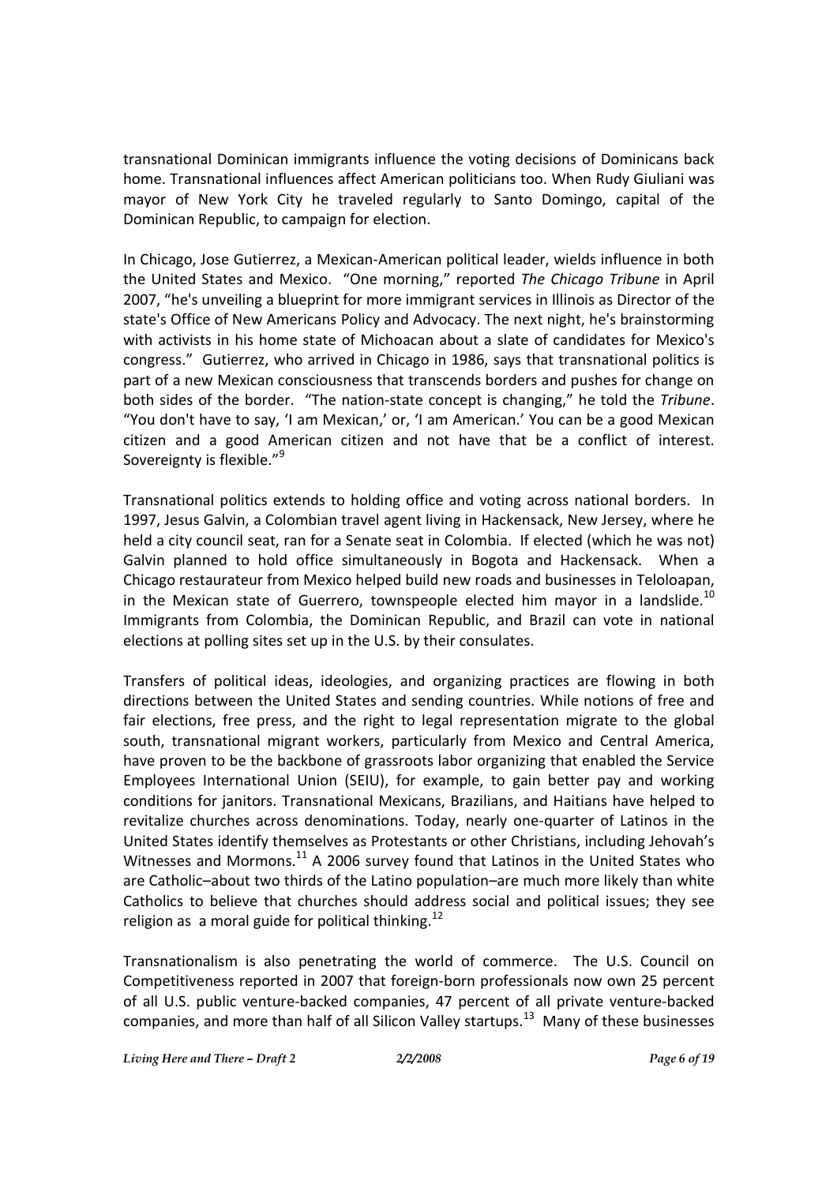transnational Dominican immigrants influence the voting decisions of Dominicans back home. Transnational influences affect American politicians too. When Rudy Giuliani was mayor of New York City he traveled regularly to Santo Domingo, capital of the Dominican Republic, to campaign for election.

In Chicago, Jose Gutierrez, a Mexican-American political leader, wields influence in both the United States and Mexico. "One morning," reported *The Chicago Tribune* in April 2007, "he's unveiling a blueprint for more immigrant services in Illinois as Director of the state's Office of New Americans Policy and Advocacy. The next night, he's brainstorming with activists in his home state of Michoacan about a slate of candidates for Mexico's congress." Gutierrez, who arrived in Chicago in 1986, says that transnational politics is part of a new Mexican consciousness that transcends borders and pushes for change on both sides of the border. "The nation-state concept is changing," he told the *Tribune*. "You don't have to say, 'I am Mexican,' or, 'I am American.' You can be a good Mexican citizen and a good American citizen and not have that be a conflict of interest. Sovereignty is flexible."[9]

Transnational politics extends to holding office and voting across national borders. In 1997, Jesus Galvin, a Colombian travel agent living in Hackensack, New Jersey, where he held a city council seat, ran for a Senate seat in Colombia. If elected (which he was not) Galvin planned to hold office simultaneously in Bogota and Hackensack. When a Chicago restaurateur from Mexico helped build new roads and businesses in Teloloapan, in the Mexican state of Guerrero, townspeople elected him mayor in a landslide.[10] Immigrants from Colombia, the Dominican Republic, and Brazil can vote in national elections at polling sites set up in the U.S. by their consulates.

Transfers of political ideas, ideologies, and organizing practices are flowing in both directions between the United States and sending countries. While notions of free and fair elections, free press, and the right to legal representation migrate to the global south, transnational migrant workers, particularly from Mexico and Central America, have proven to be the backbone of grassroots labor organizing that enabled the Service Employees International Union (SEIU), for example, to gain better pay and working conditions for janitors. Transnational Mexicans, Brazilians, and Haitians have helped to revitalize churches across denominations. Today, nearly one-quarter of Latinos in the United States identify themselves as Protestants or other Christians, including Jehovah's Witnesses and Mormons.[11] A 2006 survey found that Latinos in the United States who are Catholic–about two thirds of the Latino population–are much more likely than white Catholics to believe that churches should address social and political issues; they see religion as a moral guide for political thinking.[12]

Transnationalism is also penetrating the world of commerce. The U.S. Council on Competitiveness reported in 2007 that foreign-born professionals now own 25 percent of all U.S. public venture-backed companies, 47 percent of all private venture-backed companies, and more than half of all Silicon Valley startups.[13] Many of these businesses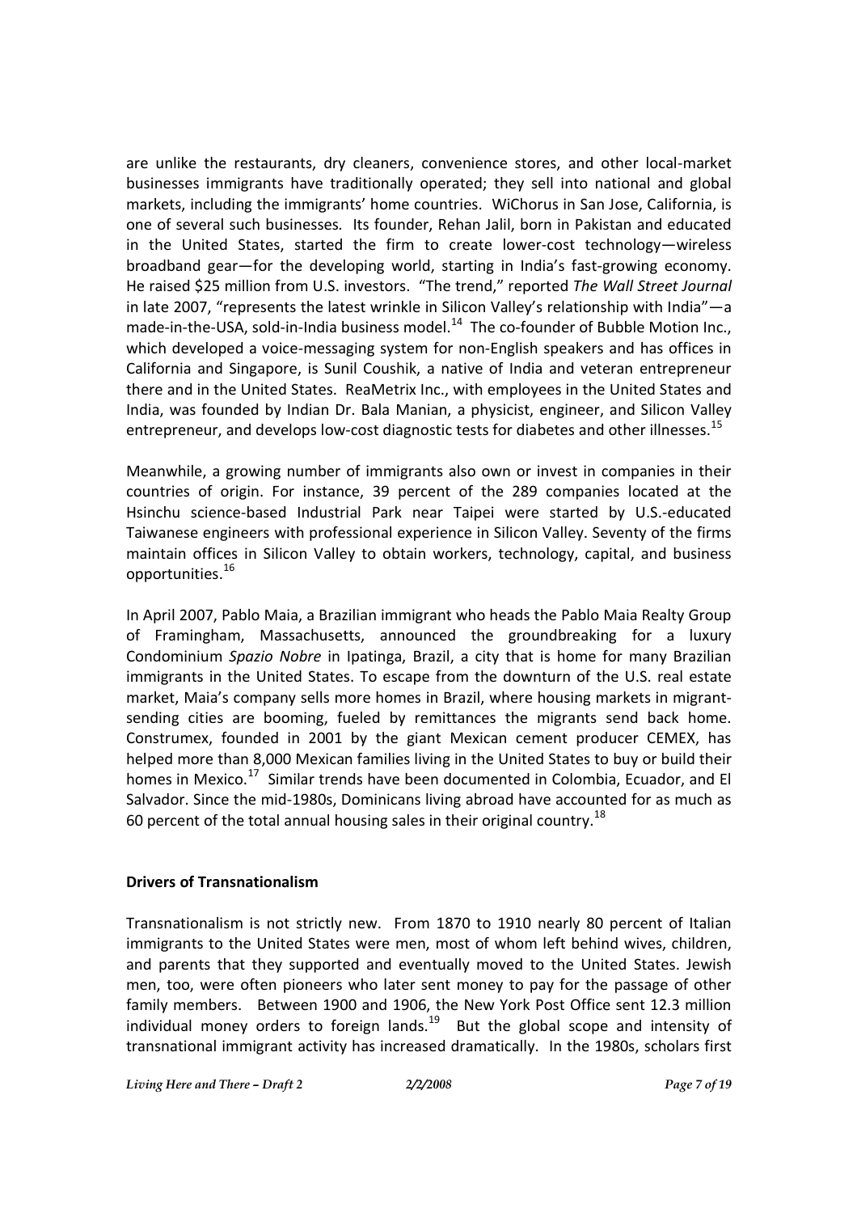are unlike the restaurants, dry cleaners, convenience stores, and other local-market businesses immigrants have traditionally operated; they sell into national and global markets, including the immigrants' home countries. WiChorus in San Jose, California, is one of several such businesses. Its founder, Rehan Jalil, born in Pakistan and educated in the United States, started the firm to create lower-cost technology—wireless broadband gear—for the developing world, starting in India's fast-growing economy. He raised $25 million from U.S. investors. "The trend," reported *The Wall Street Journal* in late 2007, "represents the latest wrinkle in Silicon Valley's relationship with India"—a made-in-the-USA, sold-in-India business model.[14] The co-founder of Bubble Motion Inc., which developed a voice-messaging system for non-English speakers and has offices in California and Singapore, is Sunil Coushik, a native of India and veteran entrepreneur there and in the United States. ReaMetrix Inc., with employees in the United States and India, was founded by Indian Dr. Bala Manian, a physicist, engineer, and Silicon Valley entrepreneur, and develops low-cost diagnostic tests for diabetes and other illnesses.[15]

Meanwhile, a growing number of immigrants also own or invest in companies in their countries of origin. For instance, 39 percent of the 289 companies located at the Hsinchu science-based Industrial Park near Taipei were started by U.S.-educated Taiwanese engineers with professional experience in Silicon Valley. Seventy of the firms maintain offices in Silicon Valley to obtain workers, technology, capital, and business opportunities.[16]

In April 2007, Pablo Maia, a Brazilian immigrant who heads the Pablo Maia Realty Group of Framingham, Massachusetts, announced the groundbreaking for a luxury Condominium *Spazio Nobre* in Ipatinga, Brazil, a city that is home for many Brazilian immigrants in the United States. To escape from the downturn of the U.S. real estate market, Maia's company sells more homes in Brazil, where housing markets in migrant-sending cities are booming, fueled by remittances the migrants send back home. Construmex, founded in 2001 by the giant Mexican cement producer CEMEX, has helped more than 8,000 Mexican families living in the United States to buy or build their homes in Mexico.[17] Similar trends have been documented in Colombia, Ecuador, and El Salvador. Since the mid-1980s, Dominicans living abroad have accounted for as much as 60 percent of the total annual housing sales in their original country.[18]

**Drivers of Transnationalism**

Transnationalism is not strictly new. From 1870 to 1910 nearly 80 percent of Italian immigrants to the United States were men, most of whom left behind wives, children, and parents that they supported and eventually moved to the United States. Jewish men, too, were often pioneers who later sent money to pay for the passage of other family members. Between 1900 and 1906, the New York Post Office sent 12.3 million individual money orders to foreign lands.[19] But the global scope and intensity of transnational immigrant activity has increased dramatically. In the 1980s, scholars first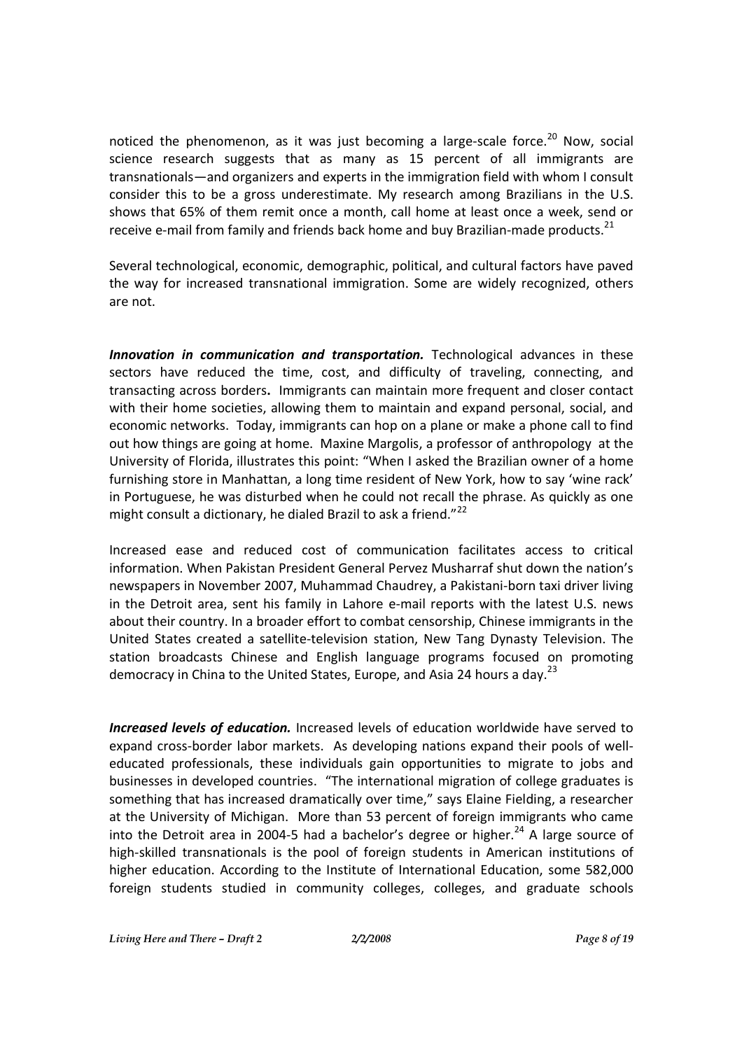noticed the phenomenon, as it was just becoming a large-scale force.[20] Now, social science research suggests that as many as 15 percent of all immigrants are transnationals—and organizers and experts in the immigration field with whom I consult consider this to be a gross underestimate. My research among Brazilians in the U.S. shows that 65% of them remit once a month, call home at least once a week, send or receive e-mail from family and friends back home and buy Brazilian-made products.[21]

Several technological, economic, demographic, political, and cultural factors have paved the way for increased transnational immigration. Some are widely recognized, others are not.

***Innovation in communication and transportation.*** Technological advances in these sectors have reduced the time, cost, and difficulty of traveling, connecting, and transacting across borders**.** Immigrants can maintain more frequent and closer contact with their home societies, allowing them to maintain and expand personal, social, and economic networks. Today, immigrants can hop on a plane or make a phone call to find out how things are going at home. Maxine Margolis, a professor of anthropology at the University of Florida, illustrates this point: "When I asked the Brazilian owner of a home furnishing store in Manhattan, a long time resident of New York, how to say 'wine rack' in Portuguese, he was disturbed when he could not recall the phrase. As quickly as one might consult a dictionary, he dialed Brazil to ask a friend."[22]

Increased ease and reduced cost of communication facilitates access to critical information. When Pakistan President General Pervez Musharraf shut down the nation's newspapers in November 2007, Muhammad Chaudrey, a Pakistani-born taxi driver living in the Detroit area, sent his family in Lahore e-mail reports with the latest U.S. news about their country. In a broader effort to combat censorship, Chinese immigrants in the United States created a satellite-television station, New Tang Dynasty Television. The station broadcasts Chinese and English language programs focused on promoting democracy in China to the United States, Europe, and Asia 24 hours a day.[23]

***Increased levels of education.*** Increased levels of education worldwide have served to expand cross-border labor markets. As developing nations expand their pools of well-educated professionals, these individuals gain opportunities to migrate to jobs and businesses in developed countries. "The international migration of college graduates is something that has increased dramatically over time," says Elaine Fielding, a researcher at the University of Michigan. More than 53 percent of foreign immigrants who came into the Detroit area in 2004-5 had a bachelor's degree or higher.[24] A large source of high-skilled transnationals is the pool of foreign students in American institutions of higher education. According to the Institute of International Education, some 582,000 foreign students studied in community colleges, colleges, and graduate schools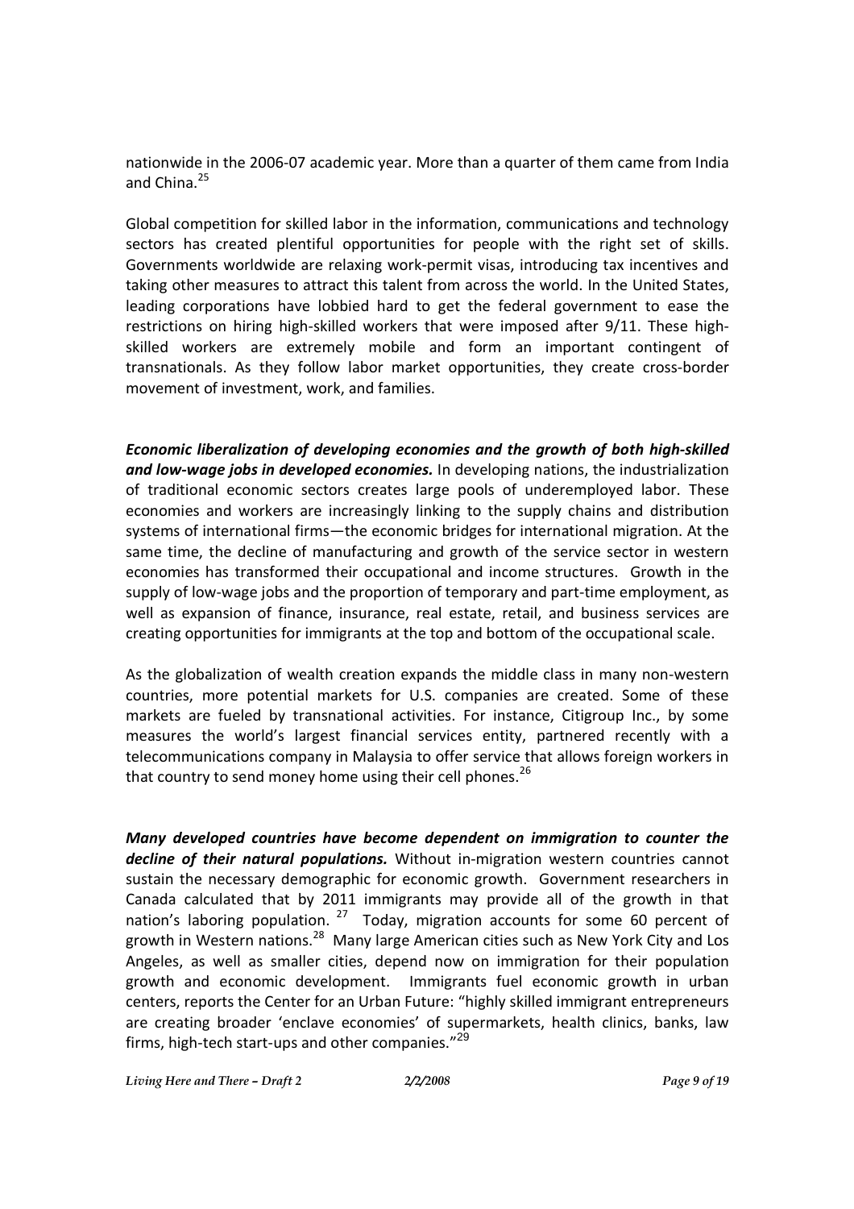nationwide in the 2006-07 academic year. More than a quarter of them came from India and China.[25]

Global competition for skilled labor in the information, communications and technology sectors has created plentiful opportunities for people with the right set of skills. Governments worldwide are relaxing work-permit visas, introducing tax incentives and taking other measures to attract this talent from across the world. In the United States, leading corporations have lobbied hard to get the federal government to ease the restrictions on hiring high-skilled workers that were imposed after 9/11. These high-skilled workers are extremely mobile and form an important contingent of transnationals. As they follow labor market opportunities, they create cross-border movement of investment, work, and families.

***Economic liberalization of developing economies and the growth of both high-skilled and low-wage jobs in developed economies.*** In developing nations, the industrialization of traditional economic sectors creates large pools of underemployed labor. These economies and workers are increasingly linking to the supply chains and distribution systems of international firms—the economic bridges for international migration. At the same time, the decline of manufacturing and growth of the service sector in western economies has transformed their occupational and income structures. Growth in the supply of low-wage jobs and the proportion of temporary and part-time employment, as well as expansion of finance, insurance, real estate, retail, and business services are creating opportunities for immigrants at the top and bottom of the occupational scale.

As the globalization of wealth creation expands the middle class in many non-western countries, more potential markets for U.S. companies are created. Some of these markets are fueled by transnational activities. For instance, Citigroup Inc., by some measures the world's largest financial services entity, partnered recently with a telecommunications company in Malaysia to offer service that allows foreign workers in that country to send money home using their cell phones.[26]

***Many developed countries have become dependent on immigration to counter the decline of their natural populations.*** Without in-migration western countries cannot sustain the necessary demographic for economic growth. Government researchers in Canada calculated that by 2011 immigrants may provide all of the growth in that nation's laboring population.[27] Today, migration accounts for some 60 percent of growth in Western nations.[28] Many large American cities such as New York City and Los Angeles, as well as smaller cities, depend now on immigration for their population growth and economic development. Immigrants fuel economic growth in urban centers, reports the Center for an Urban Future: "highly skilled immigrant entrepreneurs are creating broader 'enclave economies' of supermarkets, health clinics, banks, law firms, high-tech start-ups and other companies."[29]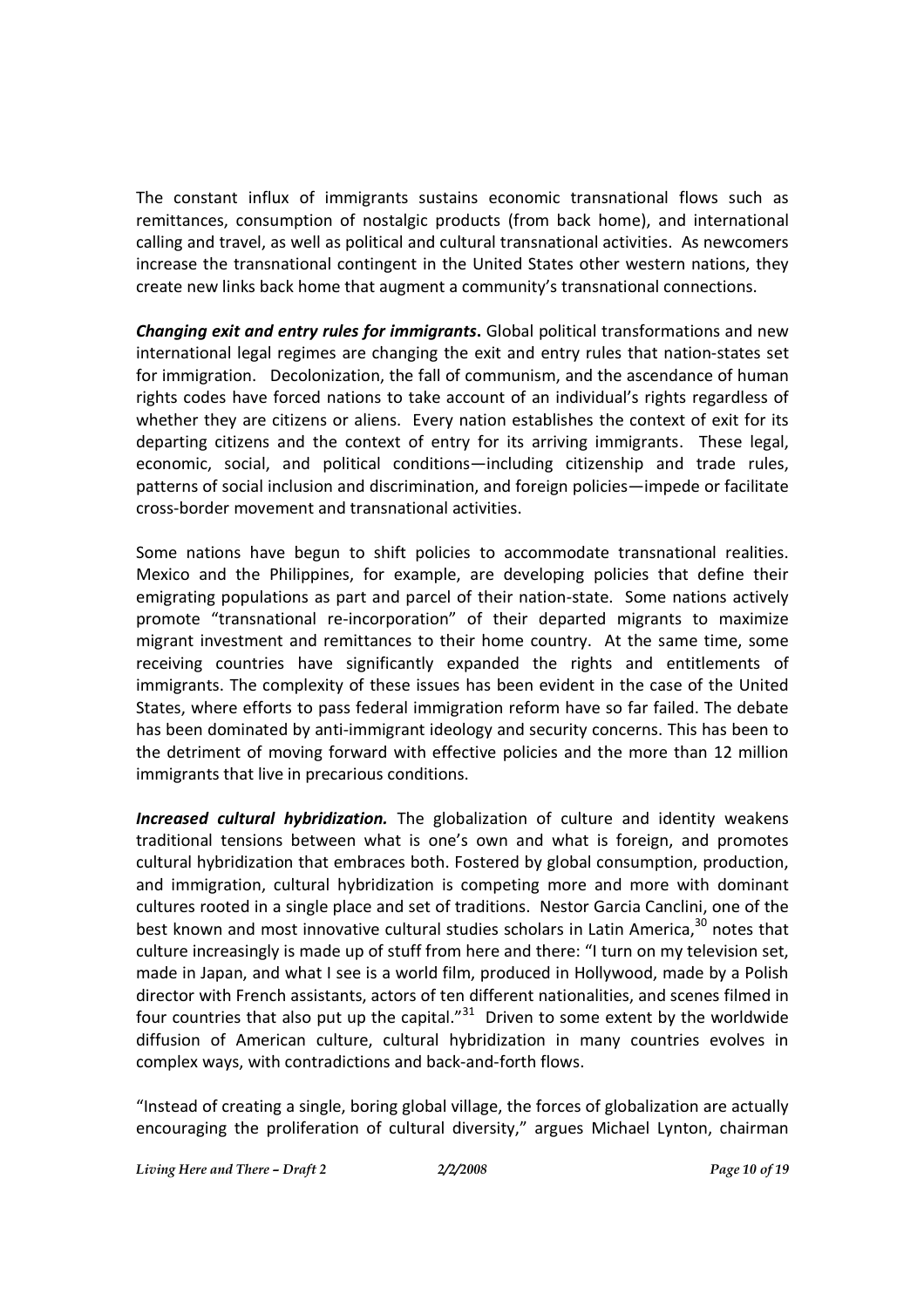The constant influx of immigrants sustains economic transnational flows such as remittances, consumption of nostalgic products (from back home), and international calling and travel, as well as political and cultural transnational activities. As newcomers increase the transnational contingent in the United States other western nations, they create new links back home that augment a community's transnational connections.

***Changing exit and entry rules for immigrants*.** Global political transformations and new international legal regimes are changing the exit and entry rules that nation-states set for immigration. Decolonization, the fall of communism, and the ascendance of human rights codes have forced nations to take account of an individual's rights regardless of whether they are citizens or aliens. Every nation establishes the context of exit for its departing citizens and the context of entry for its arriving immigrants. These legal, economic, social, and political conditions—including citizenship and trade rules, patterns of social inclusion and discrimination, and foreign policies—impede or facilitate cross-border movement and transnational activities.

Some nations have begun to shift policies to accommodate transnational realities. Mexico and the Philippines, for example, are developing policies that define their emigrating populations as part and parcel of their nation-state. Some nations actively promote "transnational re-incorporation" of their departed migrants to maximize migrant investment and remittances to their home country. At the same time, some receiving countries have significantly expanded the rights and entitlements of immigrants. The complexity of these issues has been evident in the case of the United States, where efforts to pass federal immigration reform have so far failed. The debate has been dominated by anti-immigrant ideology and security concerns. This has been to the detriment of moving forward with effective policies and the more than 12 million immigrants that live in precarious conditions.

***Increased cultural hybridization.*** The globalization of culture and identity weakens traditional tensions between what is one's own and what is foreign, and promotes cultural hybridization that embraces both. Fostered by global consumption, production, and immigration, cultural hybridization is competing more and more with dominant cultures rooted in a single place and set of traditions. Nestor Garcia Canclini, one of the best known and most innovative cultural studies scholars in Latin America,[30] notes that culture increasingly is made up of stuff from here and there: "I turn on my television set, made in Japan, and what I see is a world film, produced in Hollywood, made by a Polish director with French assistants, actors of ten different nationalities, and scenes filmed in four countries that also put up the capital."[31] Driven to some extent by the worldwide diffusion of American culture, cultural hybridization in many countries evolves in complex ways, with contradictions and back-and-forth flows.

"Instead of creating a single, boring global village, the forces of globalization are actually encouraging the proliferation of cultural diversity," argues Michael Lynton, chairman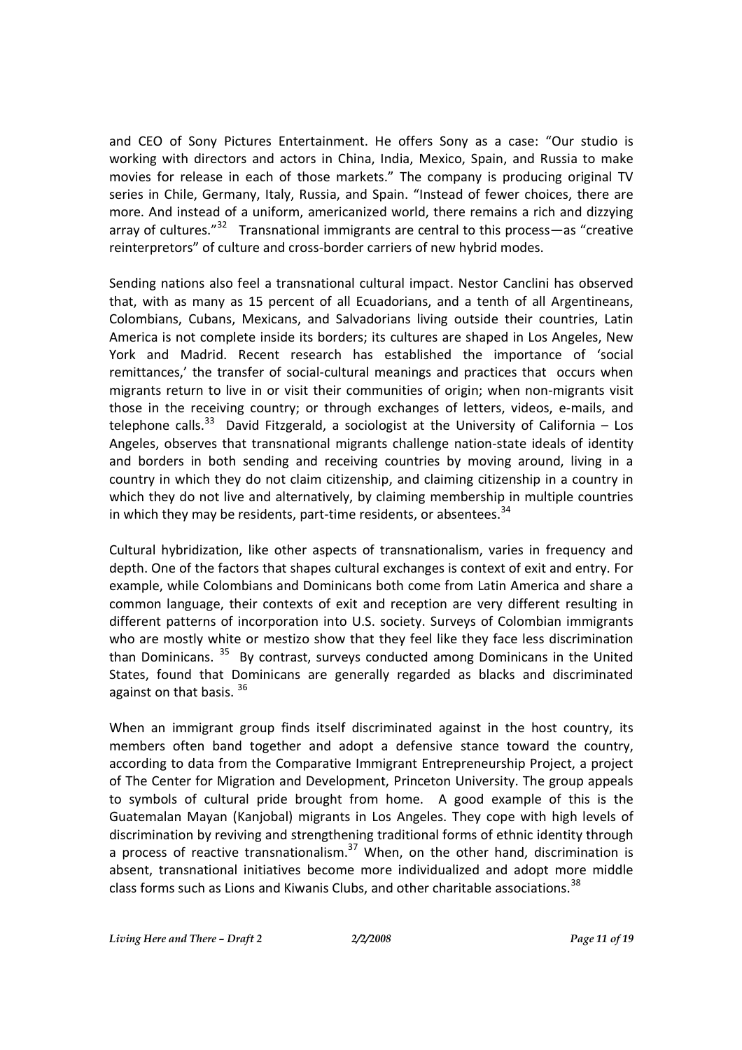and CEO of Sony Pictures Entertainment. He offers Sony as a case: "Our studio is working with directors and actors in China, India, Mexico, Spain, and Russia to make movies for release in each of those markets." The company is producing original TV series in Chile, Germany, Italy, Russia, and Spain. "Instead of fewer choices, there are more. And instead of a uniform, americanized world, there remains a rich and dizzying array of cultures."[32] Transnational immigrants are central to this process—as "creative reinterpretors" of culture and cross-border carriers of new hybrid modes.

Sending nations also feel a transnational cultural impact. Nestor Canclini has observed that, with as many as 15 percent of all Ecuadorians, and a tenth of all Argentineans, Colombians, Cubans, Mexicans, and Salvadorians living outside their countries, Latin America is not complete inside its borders; its cultures are shaped in Los Angeles, New York and Madrid. Recent research has established the importance of 'social remittances,' the transfer of social-cultural meanings and practices that occurs when migrants return to live in or visit their communities of origin; when non-migrants visit those in the receiving country; or through exchanges of letters, videos, e-mails, and telephone calls.[33] David Fitzgerald, a sociologist at the University of California – Los Angeles, observes that transnational migrants challenge nation-state ideals of identity and borders in both sending and receiving countries by moving around, living in a country in which they do not claim citizenship, and claiming citizenship in a country in which they do not live and alternatively, by claiming membership in multiple countries in which they may be residents, part-time residents, or absentees.[34]

Cultural hybridization, like other aspects of transnationalism, varies in frequency and depth. One of the factors that shapes cultural exchanges is context of exit and entry. For example, while Colombians and Dominicans both come from Latin America and share a common language, their contexts of exit and reception are very different resulting in different patterns of incorporation into U.S. society. Surveys of Colombian immigrants who are mostly white or mestizo show that they feel like they face less discrimination than Dominicans. [35] By contrast, surveys conducted among Dominicans in the United States, found that Dominicans are generally regarded as blacks and discriminated against on that basis. [36]

When an immigrant group finds itself discriminated against in the host country, its members often band together and adopt a defensive stance toward the country, according to data from the Comparative Immigrant Entrepreneurship Project, a project of The Center for Migration and Development, Princeton University. The group appeals to symbols of cultural pride brought from home. A good example of this is the Guatemalan Mayan (Kanjobal) migrants in Los Angeles. They cope with high levels of discrimination by reviving and strengthening traditional forms of ethnic identity through a process of reactive transnationalism.[37] When, on the other hand, discrimination is absent, transnational initiatives become more individualized and adopt more middle class forms such as Lions and Kiwanis Clubs, and other charitable associations.[38]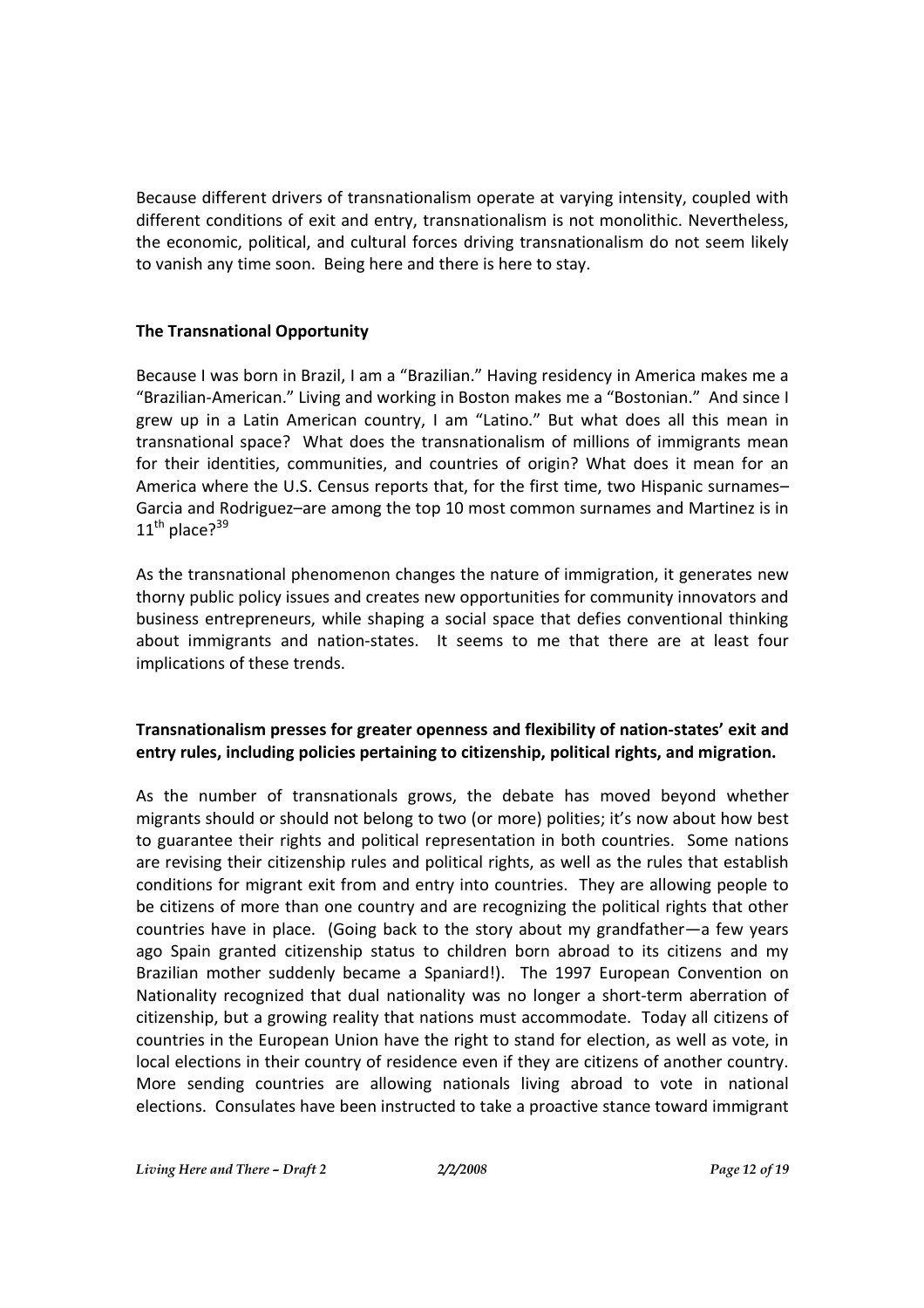Because different drivers of transnationalism operate at varying intensity, coupled with different conditions of exit and entry, transnationalism is not monolithic. Nevertheless, the economic, political, and cultural forces driving transnationalism do not seem likely to vanish any time soon. Being here and there is here to stay.

## The Transnational Opportunity

Because I was born in Brazil, I am a "Brazilian." Having residency in America makes me a "Brazilian-American." Living and working in Boston makes me a "Bostonian." And since I grew up in a Latin American country, I am "Latino." But what does all this mean in transnational space? What does the transnationalism of millions of immigrants mean for their identities, communities, and countries of origin? What does it mean for an America where the U.S. Census reports that, for the first time, two Hispanic surnames–Garcia and Rodriguez–are among the top 10 most common surnames and Martinez is in 11th place?[39]

As the transnational phenomenon changes the nature of immigration, it generates new thorny public policy issues and creates new opportunities for community innovators and business entrepreneurs, while shaping a social space that defies conventional thinking about immigrants and nation-states. It seems to me that there are at least four implications of these trends.

### Transnationalism presses for greater openness and flexibility of nation-states' exit and entry rules, including policies pertaining to citizenship, political rights, and migration.

As the number of transnationals grows, the debate has moved beyond whether migrants should or should not belong to two (or more) polities; it's now about how best to guarantee their rights and political representation in both countries. Some nations are revising their citizenship rules and political rights, as well as the rules that establish conditions for migrant exit from and entry into countries. They are allowing people to be citizens of more than one country and are recognizing the political rights that other countries have in place. (Going back to the story about my grandfather—a few years ago Spain granted citizenship status to children born abroad to its citizens and my Brazilian mother suddenly became a Spaniard!). The 1997 European Convention on Nationality recognized that dual nationality was no longer a short-term aberration of citizenship, but a growing reality that nations must accommodate. Today all citizens of countries in the European Union have the right to stand for election, as well as vote, in local elections in their country of residence even if they are citizens of another country. More sending countries are allowing nationals living abroad to vote in national elections. Consulates have been instructed to take a proactive stance toward immigrant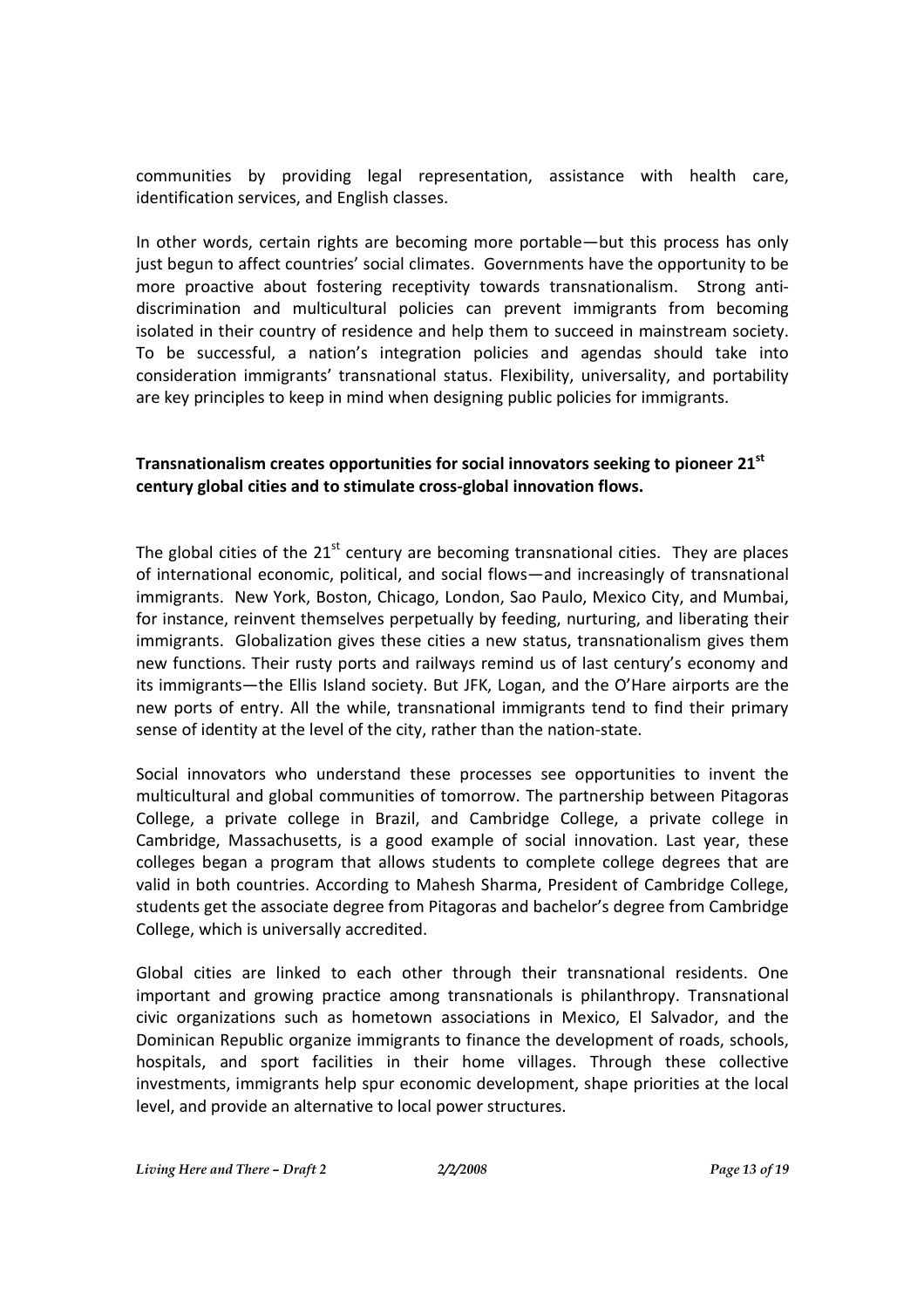communities by providing legal representation, assistance with health care, identification services, and English classes.

In other words, certain rights are becoming more portable—but this process has only just begun to affect countries' social climates. Governments have the opportunity to be more proactive about fostering receptivity towards transnationalism. Strong anti-discrimination and multicultural policies can prevent immigrants from becoming isolated in their country of residence and help them to succeed in mainstream society. To be successful, a nation's integration policies and agendas should take into consideration immigrants' transnational status. Flexibility, universality, and portability are key principles to keep in mind when designing public policies for immigrants.

**Transnationalism creates opportunities for social innovators seeking to pioneer 21st century global cities and to stimulate cross-global innovation flows.**

The global cities of the 21st century are becoming transnational cities. They are places of international economic, political, and social flows—and increasingly of transnational immigrants. New York, Boston, Chicago, London, Sao Paulo, Mexico City, and Mumbai, for instance, reinvent themselves perpetually by feeding, nurturing, and liberating their immigrants. Globalization gives these cities a new status, transnationalism gives them new functions. Their rusty ports and railways remind us of last century's economy and its immigrants—the Ellis Island society. But JFK, Logan, and the O'Hare airports are the new ports of entry. All the while, transnational immigrants tend to find their primary sense of identity at the level of the city, rather than the nation-state.

Social innovators who understand these processes see opportunities to invent the multicultural and global communities of tomorrow. The partnership between Pitagoras College, a private college in Brazil, and Cambridge College, a private college in Cambridge, Massachusetts, is a good example of social innovation. Last year, these colleges began a program that allows students to complete college degrees that are valid in both countries. According to Mahesh Sharma, President of Cambridge College, students get the associate degree from Pitagoras and bachelor's degree from Cambridge College, which is universally accredited.

Global cities are linked to each other through their transnational residents. One important and growing practice among transnationals is philanthropy. Transnational civic organizations such as hometown associations in Mexico, El Salvador, and the Dominican Republic organize immigrants to finance the development of roads, schools, hospitals, and sport facilities in their home villages. Through these collective investments, immigrants help spur economic development, shape priorities at the local level, and provide an alternative to local power structures.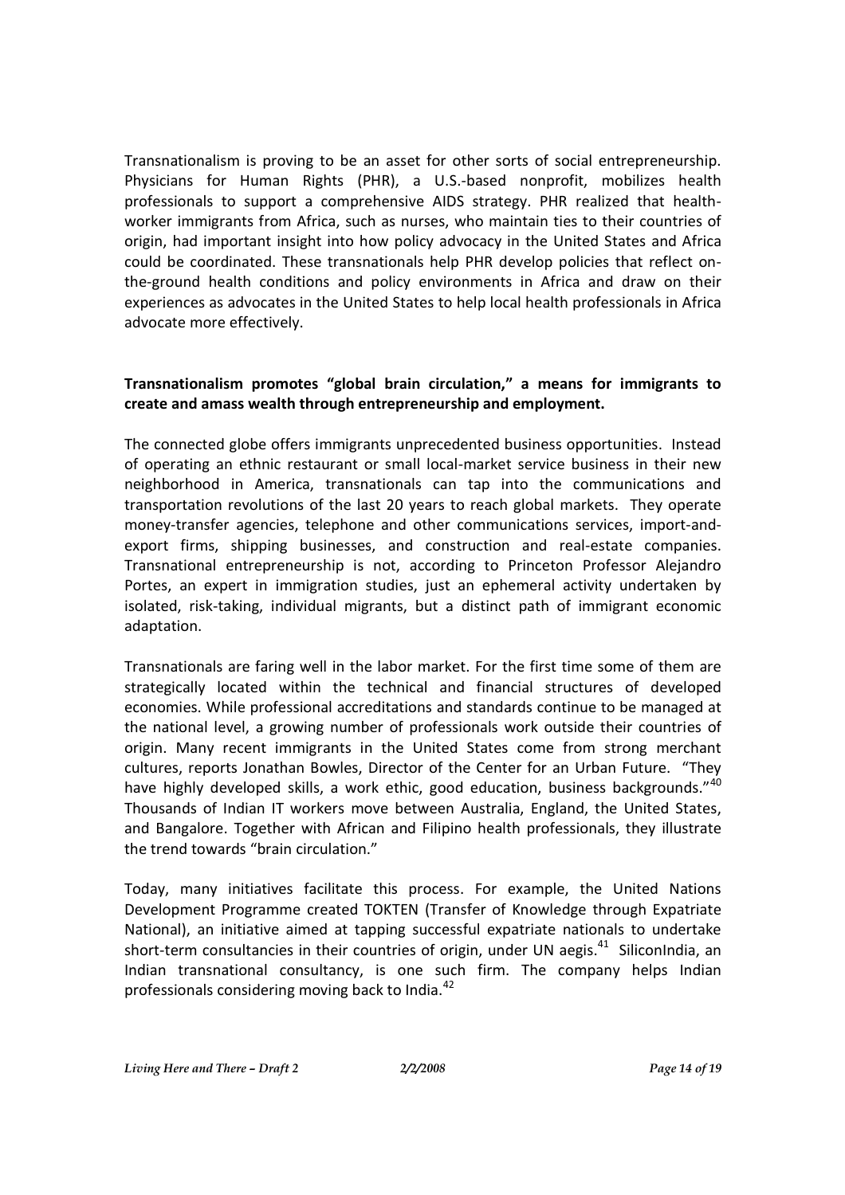Transnationalism is proving to be an asset for other sorts of social entrepreneurship. Physicians for Human Rights (PHR), a U.S.-based nonprofit, mobilizes health professionals to support a comprehensive AIDS strategy. PHR realized that health-worker immigrants from Africa, such as nurses, who maintain ties to their countries of origin, had important insight into how policy advocacy in the United States and Africa could be coordinated. These transnationals help PHR develop policies that reflect on-the-ground health conditions and policy environments in Africa and draw on their experiences as advocates in the United States to help local health professionals in Africa advocate more effectively.

**Transnationalism promotes "global brain circulation," a means for immigrants to create and amass wealth through entrepreneurship and employment.**

The connected globe offers immigrants unprecedented business opportunities. Instead of operating an ethnic restaurant or small local-market service business in their new neighborhood in America, transnationals can tap into the communications and transportation revolutions of the last 20 years to reach global markets. They operate money-transfer agencies, telephone and other communications services, import-and-export firms, shipping businesses, and construction and real-estate companies. Transnational entrepreneurship is not, according to Princeton Professor Alejandro Portes, an expert in immigration studies, just an ephemeral activity undertaken by isolated, risk-taking, individual migrants, but a distinct path of immigrant economic adaptation.

Transnationals are faring well in the labor market. For the first time some of them are strategically located within the technical and financial structures of developed economies. While professional accreditations and standards continue to be managed at the national level, a growing number of professionals work outside their countries of origin. Many recent immigrants in the United States come from strong merchant cultures, reports Jonathan Bowles, Director of the Center for an Urban Future. "They have highly developed skills, a work ethic, good education, business backgrounds."[40] Thousands of Indian IT workers move between Australia, England, the United States, and Bangalore. Together with African and Filipino health professionals, they illustrate the trend towards "brain circulation."

Today, many initiatives facilitate this process. For example, the United Nations Development Programme created TOKTEN (Transfer of Knowledge through Expatriate National), an initiative aimed at tapping successful expatriate nationals to undertake short-term consultancies in their countries of origin, under UN aegis.[41] SiliconIndia, an Indian transnational consultancy, is one such firm. The company helps Indian professionals considering moving back to India.[42]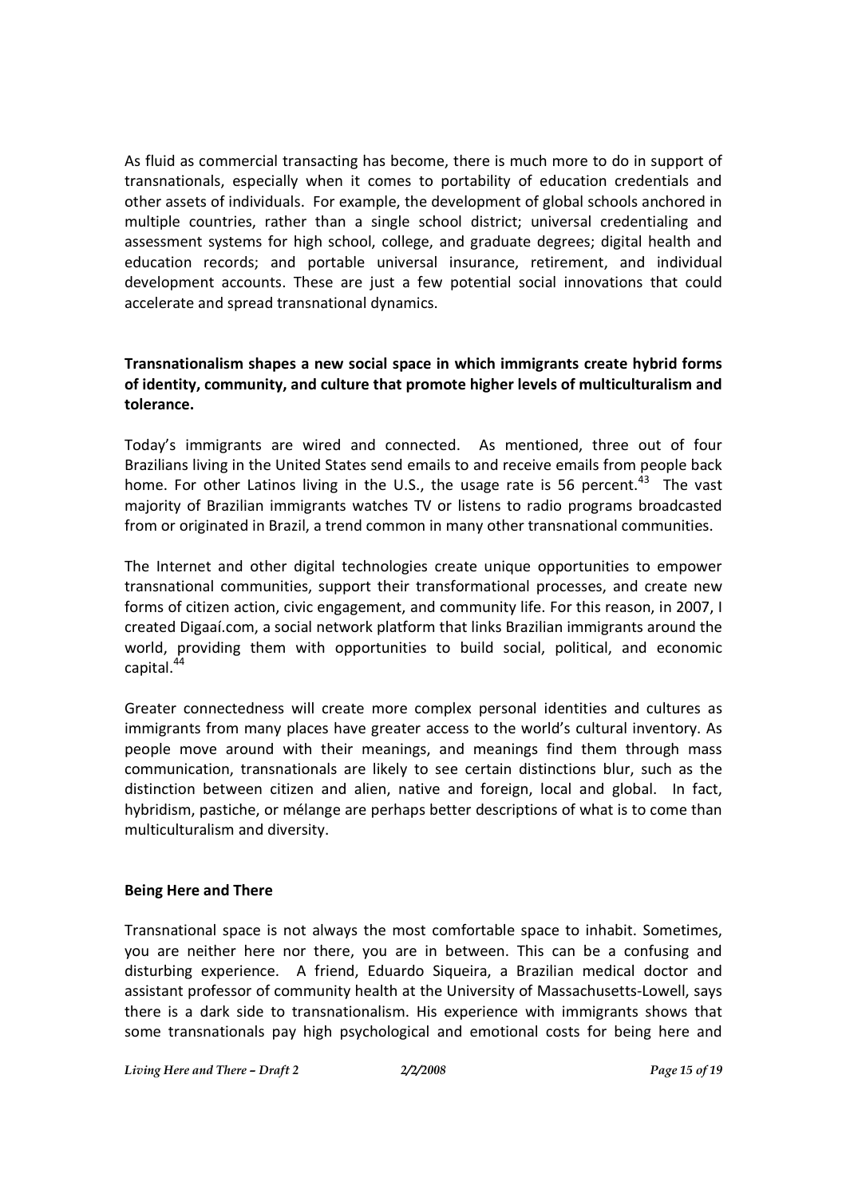As fluid as commercial transacting has become, there is much more to do in support of transnationals, especially when it comes to portability of education credentials and other assets of individuals. For example, the development of global schools anchored in multiple countries, rather than a single school district; universal credentialing and assessment systems for high school, college, and graduate degrees; digital health and education records; and portable universal insurance, retirement, and individual development accounts. These are just a few potential social innovations that could accelerate and spread transnational dynamics.

**Transnationalism shapes a new social space in which immigrants create hybrid forms of identity, community, and culture that promote higher levels of multiculturalism and tolerance.**

Today's immigrants are wired and connected. As mentioned, three out of four Brazilians living in the United States send emails to and receive emails from people back home. For other Latinos living in the U.S., the usage rate is 56 percent.[43] The vast majority of Brazilian immigrants watches TV or listens to radio programs broadcasted from or originated in Brazil, a trend common in many other transnational communities.

The Internet and other digital technologies create unique opportunities to empower transnational communities, support their transformational processes, and create new forms of citizen action, civic engagement, and community life. For this reason, in 2007, I created Digaaí.com, a social network platform that links Brazilian immigrants around the world, providing them with opportunities to build social, political, and economic capital.[44]

Greater connectedness will create more complex personal identities and cultures as immigrants from many places have greater access to the world's cultural inventory. As people move around with their meanings, and meanings find them through mass communication, transnationals are likely to see certain distinctions blur, such as the distinction between citizen and alien, native and foreign, local and global. In fact, hybridism, pastiche, or mélange are perhaps better descriptions of what is to come than multiculturalism and diversity.

**Being Here and There**

Transnational space is not always the most comfortable space to inhabit. Sometimes, you are neither here nor there, you are in between. This can be a confusing and disturbing experience. A friend, Eduardo Siqueira, a Brazilian medical doctor and assistant professor of community health at the University of Massachusetts-Lowell, says there is a dark side to transnationalism. His experience with immigrants shows that some transnationals pay high psychological and emotional costs for being here and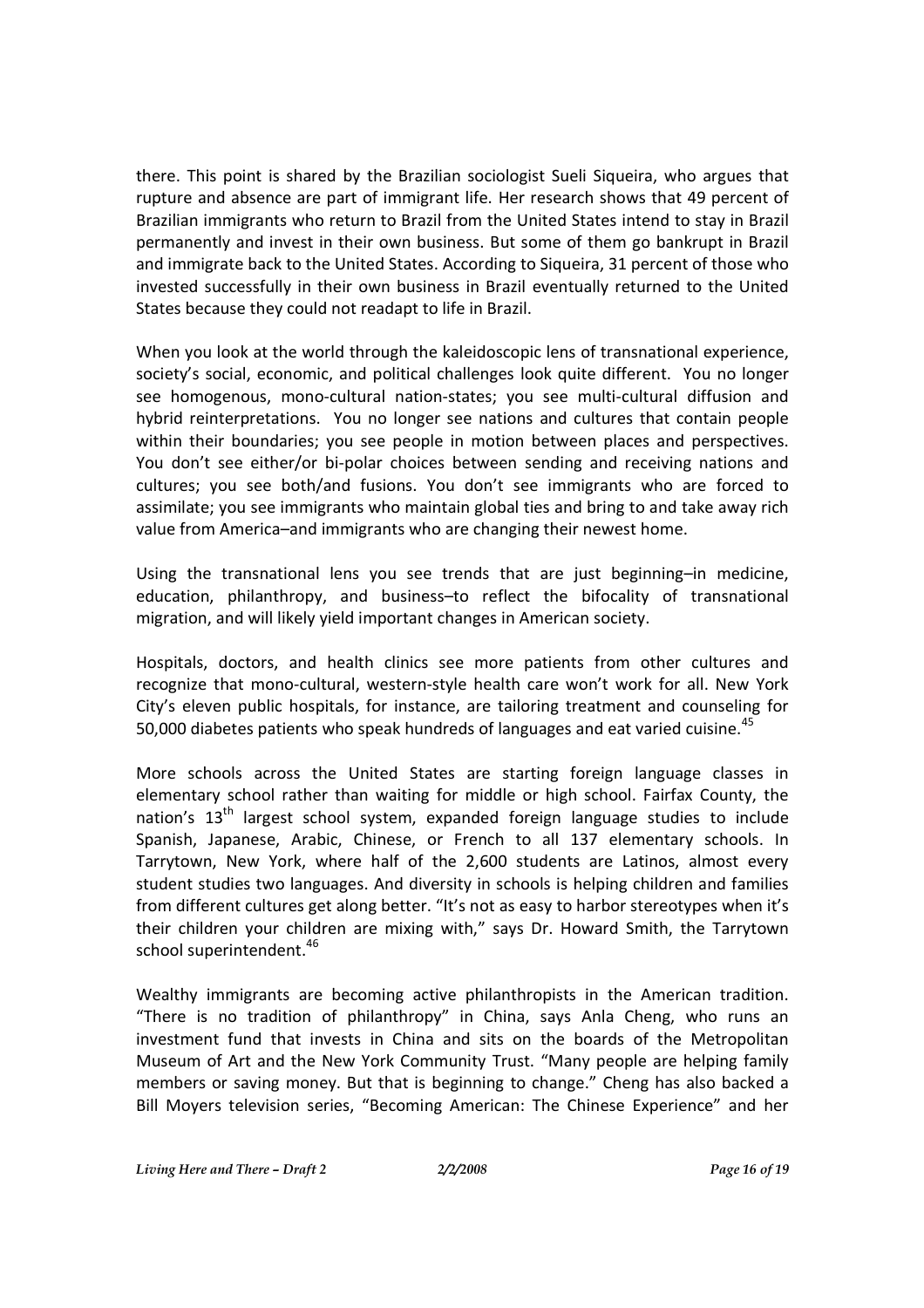there. This point is shared by the Brazilian sociologist Sueli Siqueira, who argues that rupture and absence are part of immigrant life. Her research shows that 49 percent of Brazilian immigrants who return to Brazil from the United States intend to stay in Brazil permanently and invest in their own business. But some of them go bankrupt in Brazil and immigrate back to the United States. According to Siqueira, 31 percent of those who invested successfully in their own business in Brazil eventually returned to the United States because they could not readapt to life in Brazil.

When you look at the world through the kaleidoscopic lens of transnational experience, society's social, economic, and political challenges look quite different. You no longer see homogenous, mono-cultural nation-states; you see multi-cultural diffusion and hybrid reinterpretations. You no longer see nations and cultures that contain people within their boundaries; you see people in motion between places and perspectives. You don't see either/or bi-polar choices between sending and receiving nations and cultures; you see both/and fusions. You don't see immigrants who are forced to assimilate; you see immigrants who maintain global ties and bring to and take away rich value from America–and immigrants who are changing their newest home.

Using the transnational lens you see trends that are just beginning–in medicine, education, philanthropy, and business–to reflect the bifocality of transnational migration, and will likely yield important changes in American society.

Hospitals, doctors, and health clinics see more patients from other cultures and recognize that mono-cultural, western-style health care won't work for all. New York City's eleven public hospitals, for instance, are tailoring treatment and counseling for 50,000 diabetes patients who speak hundreds of languages and eat varied cuisine.[45]

More schools across the United States are starting foreign language classes in elementary school rather than waiting for middle or high school. Fairfax County, the nation's 13th largest school system, expanded foreign language studies to include Spanish, Japanese, Arabic, Chinese, or French to all 137 elementary schools. In Tarrytown, New York, where half of the 2,600 students are Latinos, almost every student studies two languages. And diversity in schools is helping children and families from different cultures get along better. "It's not as easy to harbor stereotypes when it's their children your children are mixing with," says Dr. Howard Smith, the Tarrytown school superintendent.[46]

Wealthy immigrants are becoming active philanthropists in the American tradition. "There is no tradition of philanthropy" in China, says Anla Cheng, who runs an investment fund that invests in China and sits on the boards of the Metropolitan Museum of Art and the New York Community Trust. "Many people are helping family members or saving money. But that is beginning to change." Cheng has also backed a Bill Moyers television series, "Becoming American: The Chinese Experience" and her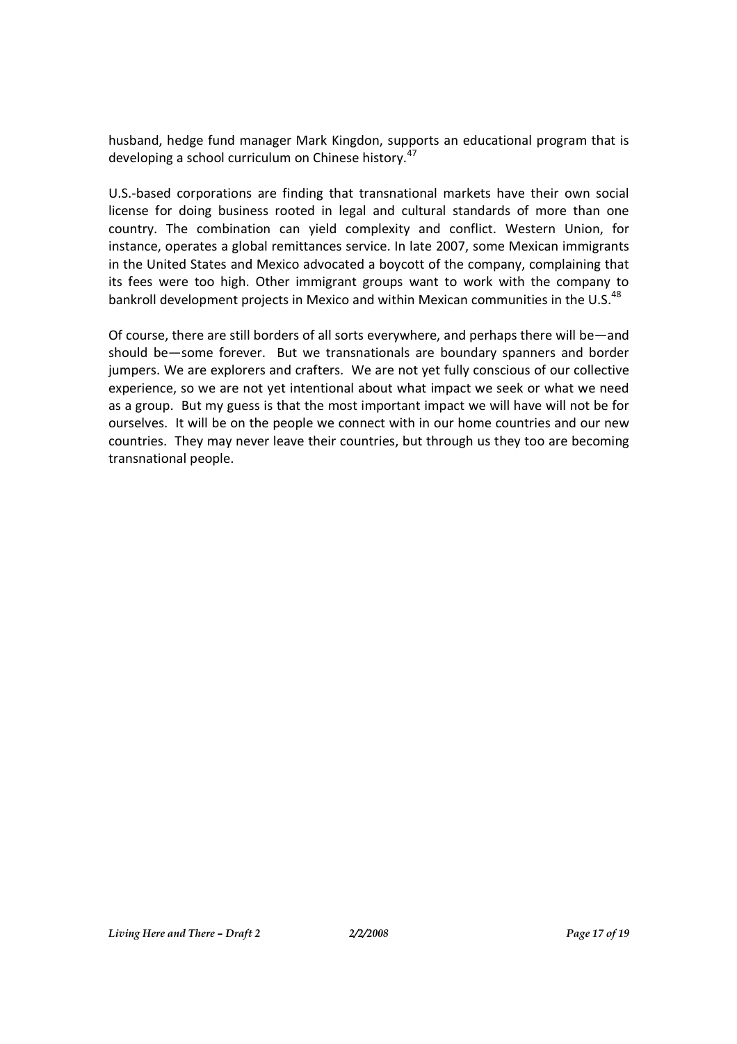husband, hedge fund manager Mark Kingdon, supports an educational program that is developing a school curriculum on Chinese history.[47]

U.S.-based corporations are finding that transnational markets have their own social license for doing business rooted in legal and cultural standards of more than one country. The combination can yield complexity and conflict. Western Union, for instance, operates a global remittances service. In late 2007, some Mexican immigrants in the United States and Mexico advocated a boycott of the company, complaining that its fees were too high. Other immigrant groups want to work with the company to bankroll development projects in Mexico and within Mexican communities in the U.S.[48]

Of course, there are still borders of all sorts everywhere, and perhaps there will be—and should be—some forever. But we transnationals are boundary spanners and border jumpers. We are explorers and crafters. We are not yet fully conscious of our collective experience, so we are not yet intentional about what impact we seek or what we need as a group. But my guess is that the most important impact we will have will not be for ourselves. It will be on the people we connect with in our home countries and our new countries. They may never leave their countries, but through us they too are becoming transnational people.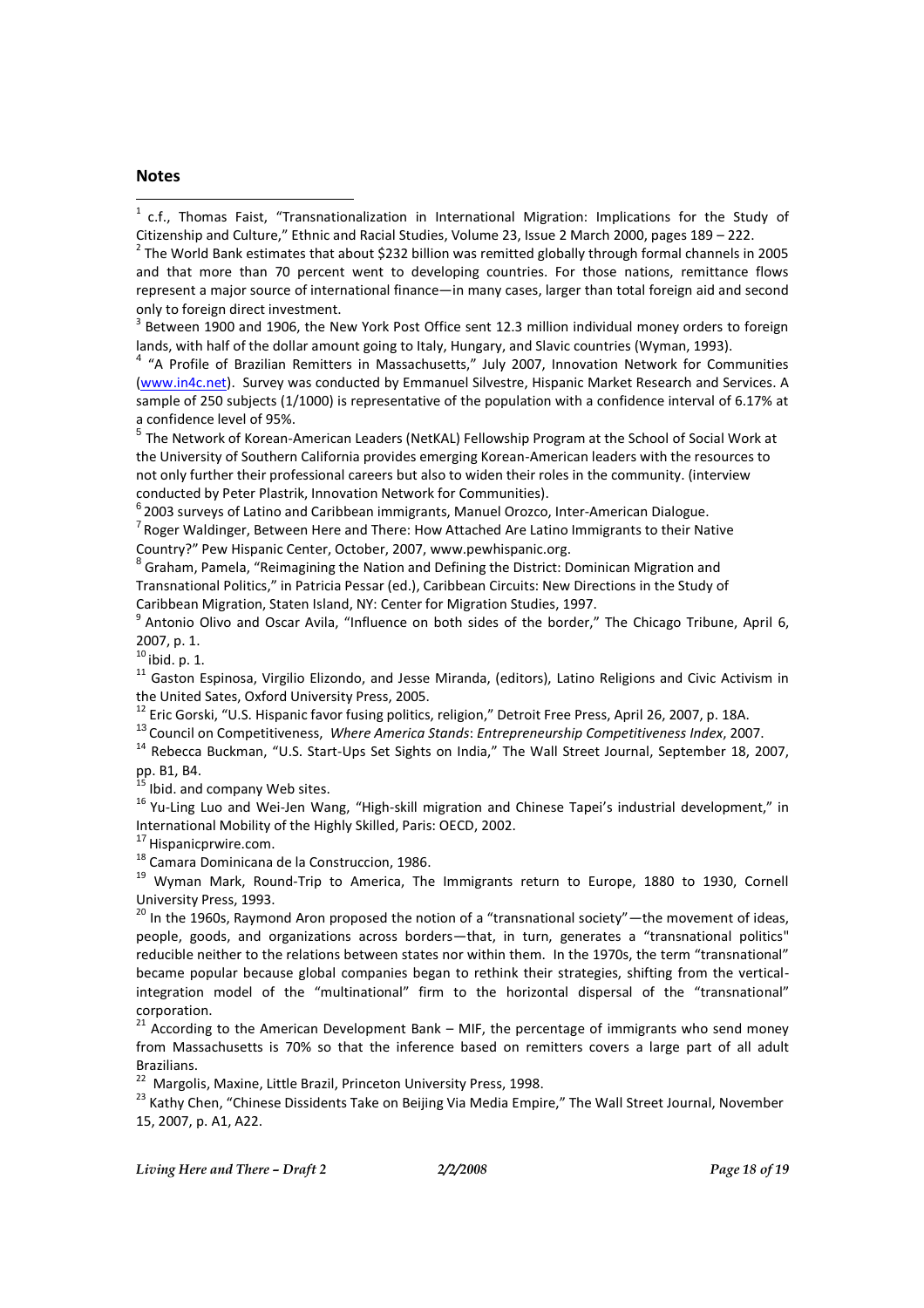## Notes

[1] c.f., Thomas Faist, "Transnationalization in International Migration: Implications for the Study of Citizenship and Culture," Ethnic and Racial Studies, Volume 23, Issue 2 March 2000, pages 189 – 222.

[2] The World Bank estimates that about $232 billion was remitted globally through formal channels in 2005 and that more than 70 percent went to developing countries. For those nations, remittance flows represent a major source of international finance—in many cases, larger than total foreign aid and second only to foreign direct investment.

[3] Between 1900 and 1906, the New York Post Office sent 12.3 million individual money orders to foreign lands, with half of the dollar amount going to Italy, Hungary, and Slavic countries (Wyman, 1993).

[4] "A Profile of Brazilian Remitters in Massachusetts," July 2007, Innovation Network for Communities (www.in4c.net). Survey was conducted by Emmanuel Silvestre, Hispanic Market Research and Services. A sample of 250 subjects (1/1000) is representative of the population with a confidence interval of 6.17% at a confidence level of 95%.

[5] The Network of Korean-American Leaders (NetKAL) Fellowship Program at the School of Social Work at the University of Southern California provides emerging Korean-American leaders with the resources to not only further their professional careers but also to widen their roles in the community. (interview conducted by Peter Plastrik, Innovation Network for Communities).

[6] 2003 surveys of Latino and Caribbean immigrants, Manuel Orozco, Inter-American Dialogue.

[7] Roger Waldinger, Between Here and There: How Attached Are Latino Immigrants to their Native Country?" Pew Hispanic Center, October, 2007, www.pewhispanic.org.

[8] Graham, Pamela, "Reimagining the Nation and Defining the District: Dominican Migration and Transnational Politics," in Patricia Pessar (ed.), Caribbean Circuits: New Directions in the Study of Caribbean Migration, Staten Island, NY: Center for Migration Studies, 1997.

[9] Antonio Olivo and Oscar Avila, "Influence on both sides of the border," The Chicago Tribune, April 6, 2007, p. 1.

[10] ibid. p. 1.

[11] Gaston Espinosa, Virgilio Elizondo, and Jesse Miranda, (editors), Latino Religions and Civic Activism in the United Sates, Oxford University Press, 2005.

[12] Eric Gorski, "U.S. Hispanic favor fusing politics, religion," Detroit Free Press, April 26, 2007, p. 18A.

[13] Council on Competitiveness, *Where America Stands*: *Entrepreneurship Competitiveness Index*, 2007.

[14] Rebecca Buckman, "U.S. Start-Ups Set Sights on India," The Wall Street Journal, September 18, 2007, pp. B1, B4.

[15] Ibid. and company Web sites.

[16] Yu-Ling Luo and Wei-Jen Wang, "High-skill migration and Chinese Tapei's industrial development," in International Mobility of the Highly Skilled, Paris: OECD, 2002.

[17] Hispanicprwire.com.

[18] Camara Dominicana de la Construccion, 1986.

[19] Wyman Mark, Round-Trip to America, The Immigrants return to Europe, 1880 to 1930, Cornell University Press, 1993.

[20] In the 1960s, Raymond Aron proposed the notion of a "transnational society"—the movement of ideas, people, goods, and organizations across borders—that, in turn, generates a "transnational politics" reducible neither to the relations between states nor within them. In the 1970s, the term "transnational" became popular because global companies began to rethink their strategies, shifting from the vertical-integration model of the "multinational" firm to the horizontal dispersal of the "transnational" corporation.

[21] According to the American Development Bank – MIF, the percentage of immigrants who send money from Massachusetts is 70% so that the inference based on remitters covers a large part of all adult Brazilians.

[22] Margolis, Maxine, Little Brazil, Princeton University Press, 1998.

[23] Kathy Chen, "Chinese Dissidents Take on Beijing Via Media Empire," The Wall Street Journal, November 15, 2007, p. A1, A22.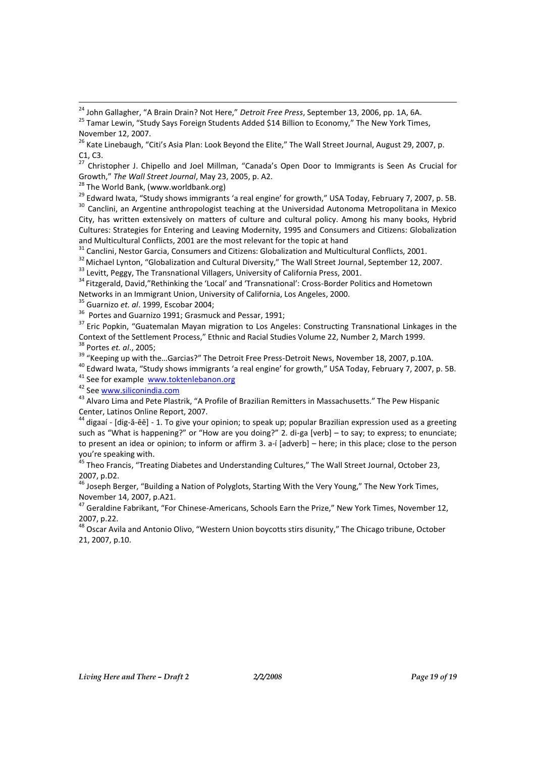[24] John Gallagher, "A Brain Drain? Not Here," *Detroit Free Press*, September 13, 2006, pp. 1A, 6A.

[25] Tamar Lewin, "Study Says Foreign Students Added $14 Billion to Economy," The New York Times, November 12, 2007.

[26] Kate Linebaugh, "Citi's Asia Plan: Look Beyond the Elite," The Wall Street Journal, August 29, 2007, p. C1, C3.

[27] Christopher J. Chipello and Joel Millman, "Canada's Open Door to Immigrants is Seen As Crucial for Growth," *The Wall Street Journal*, May 23, 2005, p. A2.

[28] The World Bank, (www.worldbank.org)

[29] Edward Iwata, "Study shows immigrants 'a real engine' for growth," USA Today, February 7, 2007, p. 5B.

[30] Canclini, an Argentine anthropologist teaching at the Universidad Autonoma Metropolitana in Mexico City, has written extensively on matters of culture and cultural policy. Among his many books, Hybrid Cultures: Strategies for Entering and Leaving Modernity, 1995 and Consumers and Citizens: Globalization and Multicultural Conflicts, 2001 are the most relevant for the topic at hand

[31] Canclini, Nestor Garcia, Consumers and Citizens: Globalization and Multicultural Conflicts, 2001.

[32] Michael Lynton, "Globalization and Cultural Diversity," The Wall Street Journal, September 12, 2007.

[33] Levitt, Peggy, The Transnational Villagers, University of California Press, 2001.

[34] Fitzgerald, David,"Rethinking the 'Local' and 'Transnational': Cross-Border Politics and Hometown Networks in an Immigrant Union, University of California, Los Angeles, 2000.

[35] Guarnizo *et. al*. 1999, Escobar 2004;

[36] Portes and Guarnizo 1991; Grasmuck and Pessar, 1991;

[37] Eric Popkin, "Guatemalan Mayan migration to Los Angeles: Constructing Transnational Linkages in the Context of the Settlement Process," Ethnic and Racial Studies Volume 22, Number 2, March 1999.

[38] Portes *et. al*., 2005;

[39] "Keeping up with the…Garcias?" The Detroit Free Press-Detroit News, November 18, 2007, p.10A.

[40] Edward Iwata, "Study shows immigrants 'a real engine' for growth," USA Today, February 7, 2007, p. 5B.

[41] See for example www.toktenlebanon.org

[42] See www.siliconindia.com

[43] Alvaro Lima and Pete Plastrik, "A Profile of Brazilian Remitters in Massachusetts." The Pew Hispanic Center, Latinos Online Report, 2007.

[44] digaaí - [dig-ă-ēē] - 1. To give your opinion; to speak up; popular Brazilian expression used as a greeting such as "What is happening?" or "How are you doing?" 2. di-ga [verb] – to say; to express; to enunciate; to present an idea or opinion; to inform or affirm 3. a-í [adverb] – here; in this place; close to the person you're speaking with.

[45] Theo Francis, "Treating Diabetes and Understanding Cultures," The Wall Street Journal, October 23, 2007, p.D2.

[46] Joseph Berger, "Building a Nation of Polyglots, Starting With the Very Young," The New York Times, November 14, 2007, p.A21.

[47] Geraldine Fabrikant, "For Chinese-Americans, Schools Earn the Prize," New York Times, November 12, 2007, p.22.

[48] Oscar Avila and Antonio Olivo, "Western Union boycotts stirs disunity," The Chicago tribune, October 21, 2007, p.10.